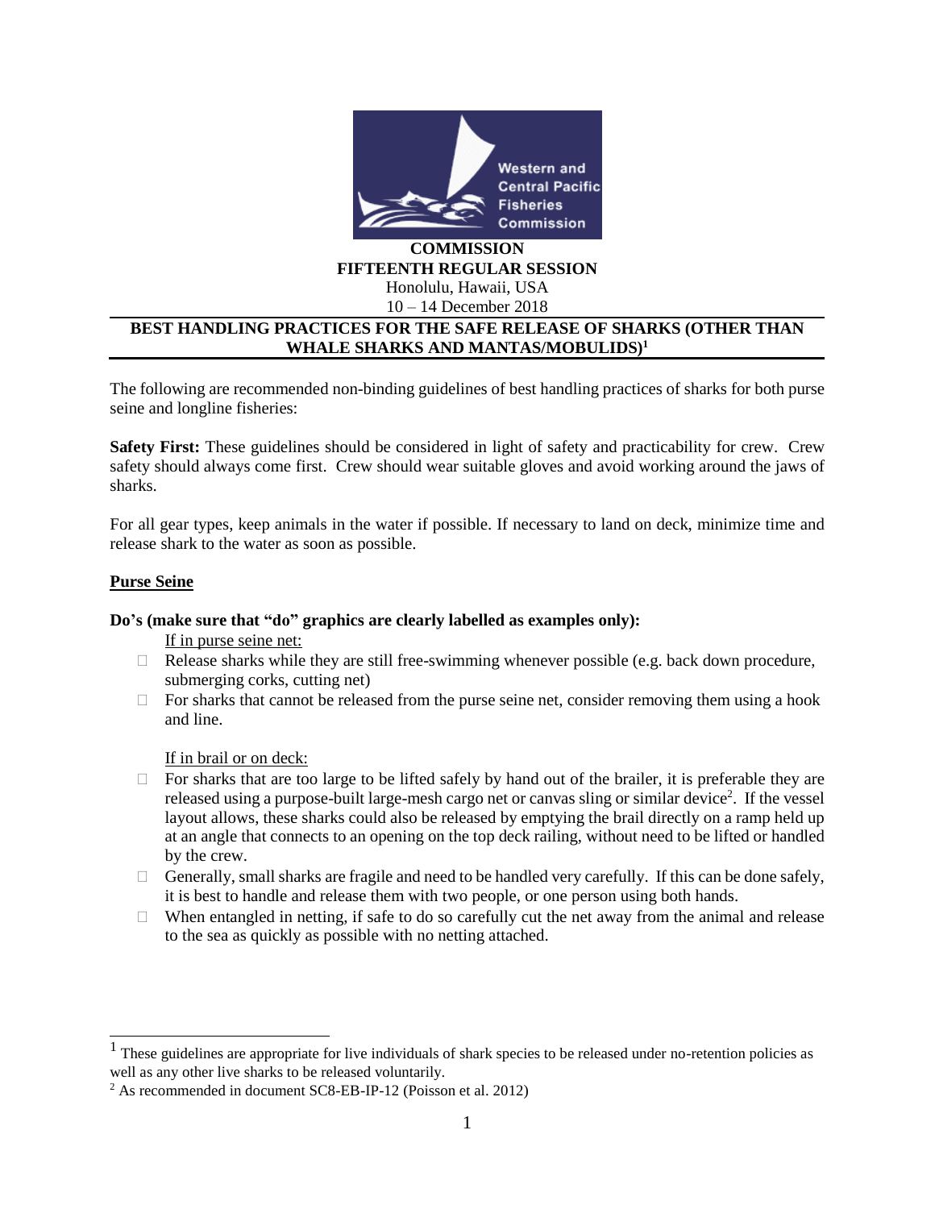Western and Central Pacific Fisheries Commission

**COMMISSION**
**FIFTEENTH REGULAR SESSION**
Honolulu, Hawaii, USA
10 – 14 December 2018

## BEST HANDLING PRACTICES FOR THE SAFE RELEASE OF SHARKS (OTHER THAN WHALE SHARKS AND MANTAS/MOBULIDS)[1]

The following are recommended non-binding guidelines of best handling practices of sharks for both purse seine and longline fisheries:

**Safety First:** These guidelines should be considered in light of safety and practicability for crew. Crew safety should always come first. Crew should wear suitable gloves and avoid working around the jaws of sharks.

For all gear types, keep animals in the water if possible. If necessary to land on deck, minimize time and release shark to the water as soon as possible.

### Purse Seine

**Do's (make sure that "do" graphics are clearly labelled as examples only):**

If in purse seine net:

- Release sharks while they are still free-swimming whenever possible (e.g. back down procedure, submerging corks, cutting net)
- For sharks that cannot be released from the purse seine net, consider removing them using a hook and line.

If in brail or on deck:

- For sharks that are too large to be lifted safely by hand out of the brailer, it is preferable they are released using a purpose-built large-mesh cargo net or canvas sling or similar device[2]. If the vessel layout allows, these sharks could also be released by emptying the brail directly on a ramp held up at an angle that connects to an opening on the top deck railing, without need to be lifted or handled by the crew.
- Generally, small sharks are fragile and need to be handled very carefully. If this can be done safely, it is best to handle and release them with two people, or one person using both hands.
- When entangled in netting, if safe to do so carefully cut the net away from the animal and release to the sea as quickly as possible with no netting attached.

---

[1] These guidelines are appropriate for live individuals of shark species to be released under no-retention policies as well as any other live sharks to be released voluntarily.

[2] As recommended in document SC8-EB-IP-12 (Poisson et al. 2012)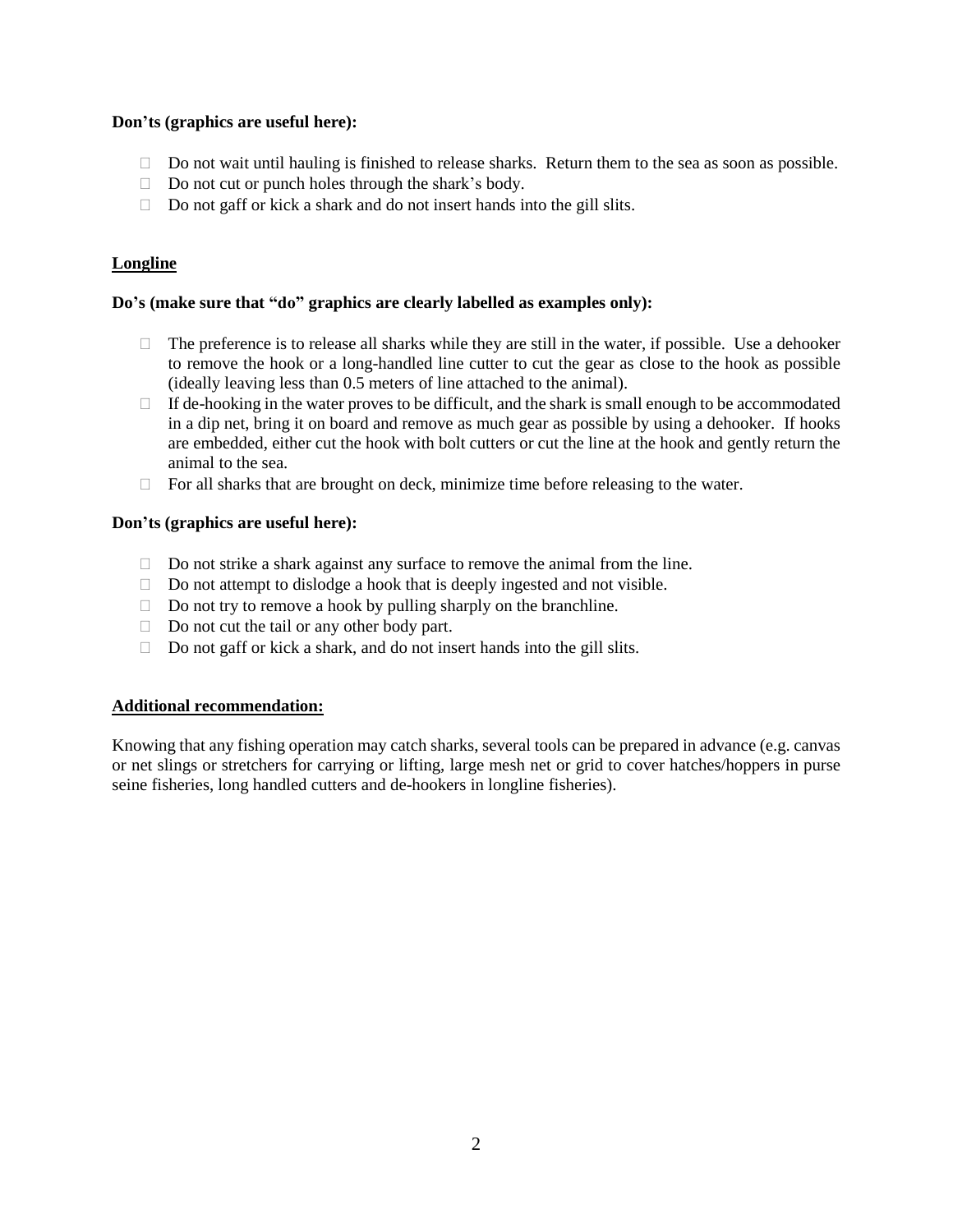**Don'ts (graphics are useful here):**

- Do not wait until hauling is finished to release sharks. Return them to the sea as soon as possible.
- Do not cut or punch holes through the shark's body.
- Do not gaff or kick a shark and do not insert hands into the gill slits.

**Longline**

**Do's (make sure that "do" graphics are clearly labelled as examples only):**

- The preference is to release all sharks while they are still in the water, if possible. Use a dehooker to remove the hook or a long-handled line cutter to cut the gear as close to the hook as possible (ideally leaving less than 0.5 meters of line attached to the animal).
- If de-hooking in the water proves to be difficult, and the shark is small enough to be accommodated in a dip net, bring it on board and remove as much gear as possible by using a dehooker. If hooks are embedded, either cut the hook with bolt cutters or cut the line at the hook and gently return the animal to the sea.
- For all sharks that are brought on deck, minimize time before releasing to the water.

**Don'ts (graphics are useful here):**

- Do not strike a shark against any surface to remove the animal from the line.
- Do not attempt to dislodge a hook that is deeply ingested and not visible.
- Do not try to remove a hook by pulling sharply on the branchline.
- Do not cut the tail or any other body part.
- Do not gaff or kick a shark, and do not insert hands into the gill slits.

**Additional recommendation:**

Knowing that any fishing operation may catch sharks, several tools can be prepared in advance (e.g. canvas or net slings or stretchers for carrying or lifting, large mesh net or grid to cover hatches/hoppers in purse seine fisheries, long handled cutters and de-hookers in longline fisheries).